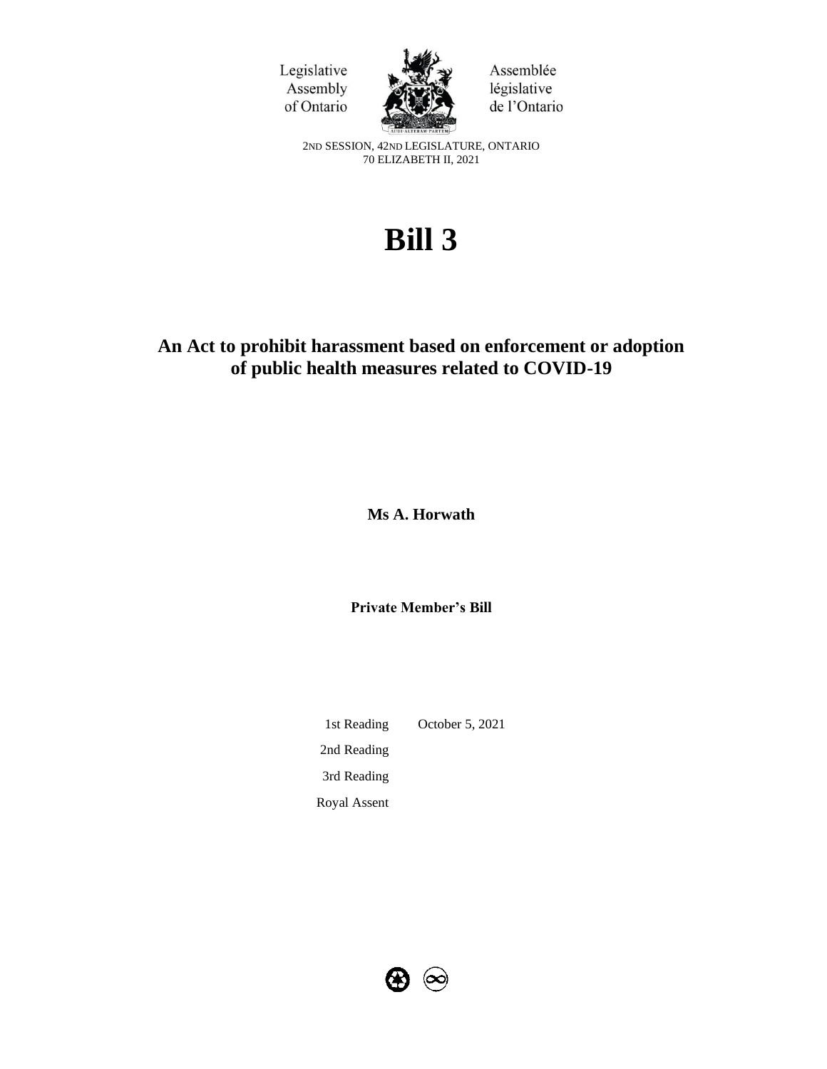Legislative Assembly of Ontario

Assemblée législative de l'Ontario

2ND SESSION, 42ND LEGISLATURE, ONTARIO
70 ELIZABETH II, 2021

# Bill 3

## An Act to prohibit harassment based on enforcement or adoption of public health measures related to COVID-19

**Ms A. Horwath**

**Private Member's Bill**

| | |
|---|---|
| 1st Reading | October 5, 2021 |
| 2nd Reading | |
| 3rd Reading | |
| Royal Assent | |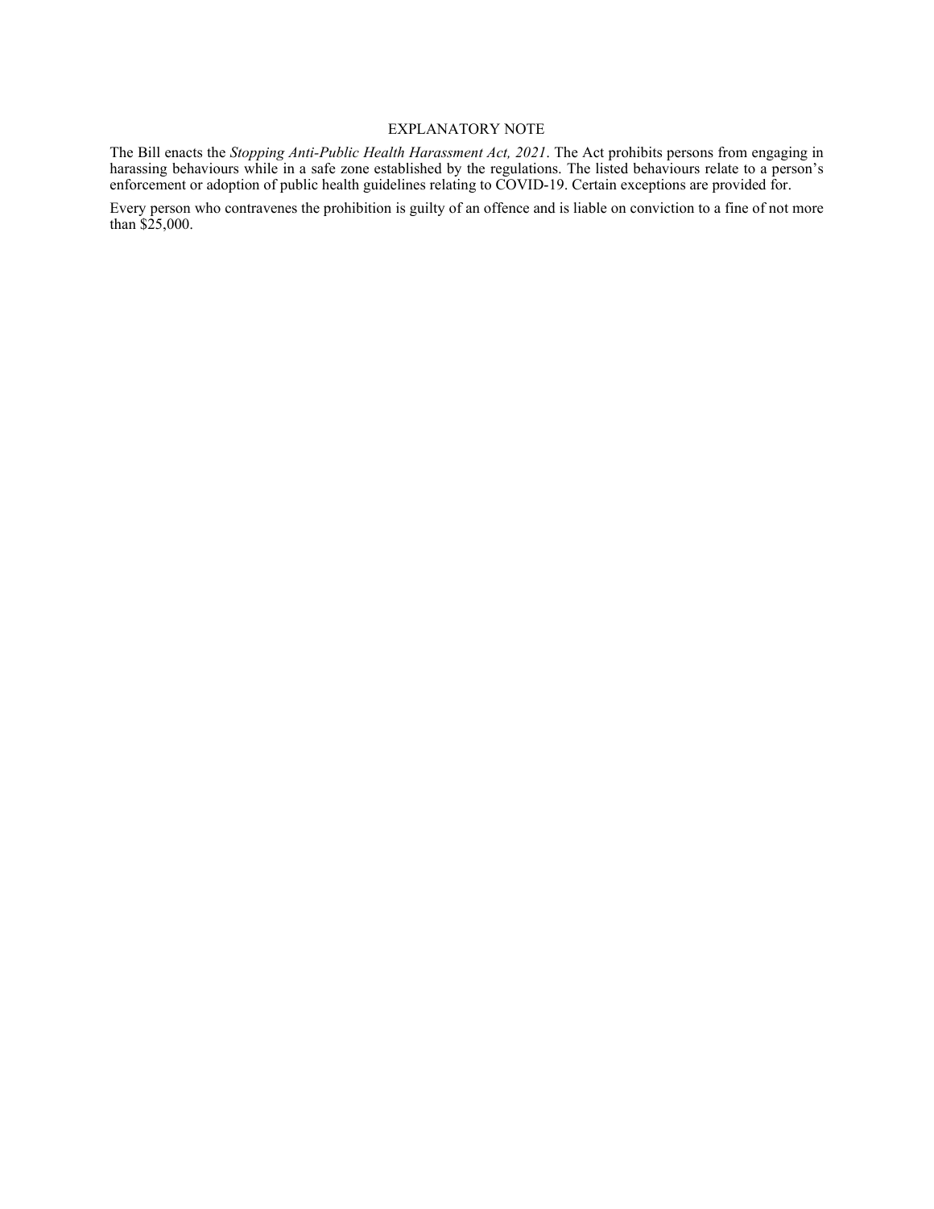## EXPLANATORY NOTE

The Bill enacts the *Stopping Anti-Public Health Harassment Act, 2021*. The Act prohibits persons from engaging in harassing behaviours while in a safe zone established by the regulations. The listed behaviours relate to a person's enforcement or adoption of public health guidelines relating to COVID-19. Certain exceptions are provided for.

Every person who contravenes the prohibition is guilty of an offence and is liable on conviction to a fine of not more than $25,000.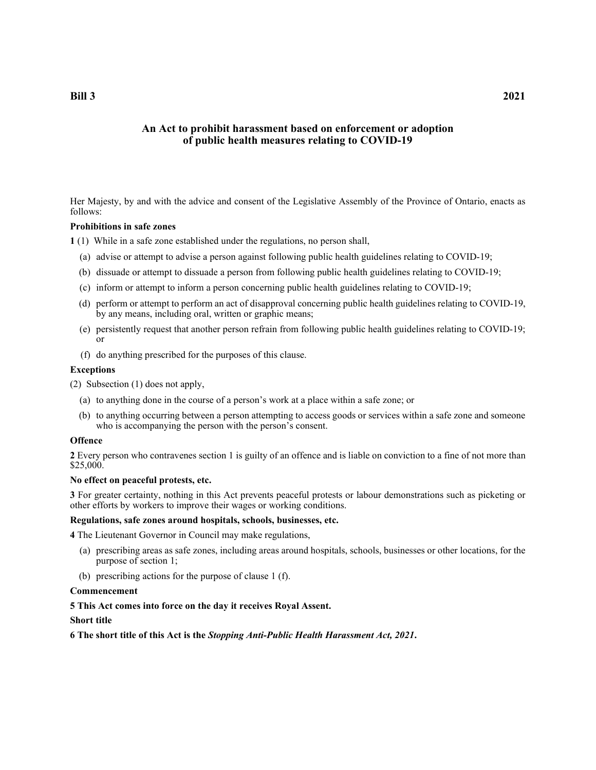**Bill 3** **2021**

## An Act to prohibit harassment based on enforcement or adoption of public health measures relating to COVID-19

Her Majesty, by and with the advice and consent of the Legislative Assembly of the Province of Ontario, enacts as follows:

**Prohibitions in safe zones**

**1** (1) While in a safe zone established under the regulations, no person shall,

- (a) advise or attempt to advise a person against following public health guidelines relating to COVID-19;
- (b) dissuade or attempt to dissuade a person from following public health guidelines relating to COVID-19;
- (c) inform or attempt to inform a person concerning public health guidelines relating to COVID-19;
- (d) perform or attempt to perform an act of disapproval concerning public health guidelines relating to COVID-19, by any means, including oral, written or graphic means;
- (e) persistently request that another person refrain from following public health guidelines relating to COVID-19; or
- (f) do anything prescribed for the purposes of this clause.

**Exceptions**

(2) Subsection (1) does not apply,

- (a) to anything done in the course of a person's work at a place within a safe zone; or
- (b) to anything occurring between a person attempting to access goods or services within a safe zone and someone who is accompanying the person with the person's consent.

**Offence**

**2** Every person who contravenes section 1 is guilty of an offence and is liable on conviction to a fine of not more than $25,000.

**No effect on peaceful protests, etc.**

**3** For greater certainty, nothing in this Act prevents peaceful protests or labour demonstrations such as picketing or other efforts by workers to improve their wages or working conditions.

**Regulations, safe zones around hospitals, schools, businesses, etc.**

**4** The Lieutenant Governor in Council may make regulations,

- (a) prescribing areas as safe zones, including areas around hospitals, schools, businesses or other locations, for the purpose of section 1;
- (b) prescribing actions for the purpose of clause 1 (f).

**Commencement**

**5 This Act comes into force on the day it receives Royal Assent.**

**Short title**

**6 The short title of this Act is the *Stopping Anti-Public Health Harassment Act, 2021*.**